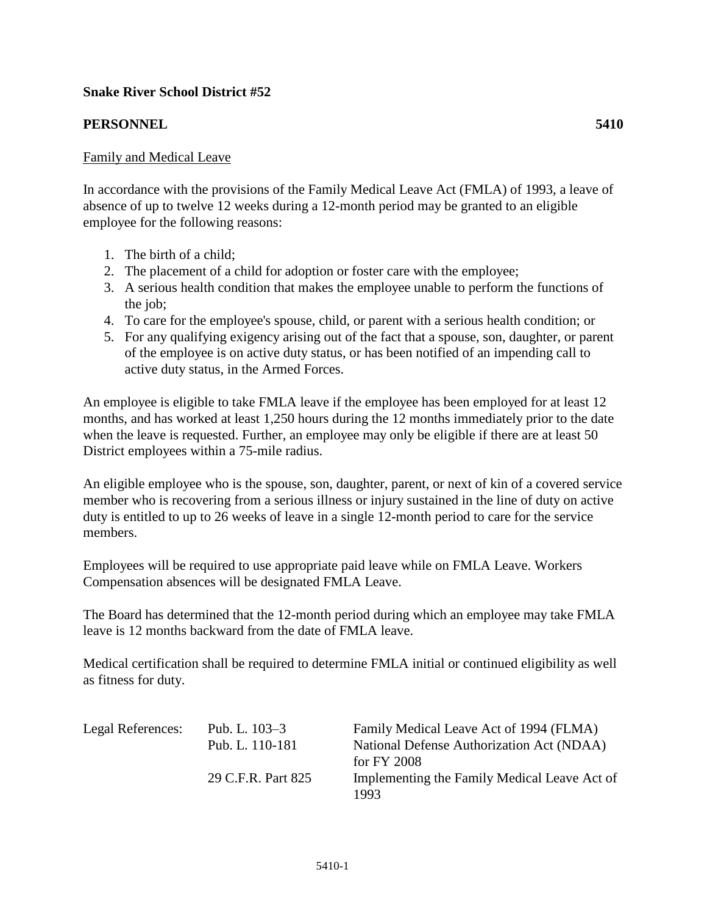**Snake River School District #52**

**PERSONNEL** **5410**

Family and Medical Leave

In accordance with the provisions of the Family Medical Leave Act (FMLA) of 1993, a leave of absence of up to twelve 12 weeks during a 12-month period may be granted to an eligible employee for the following reasons:

1. The birth of a child;
2. The placement of a child for adoption or foster care with the employee;
3. A serious health condition that makes the employee unable to perform the functions of the job;
4. To care for the employee's spouse, child, or parent with a serious health condition; or
5. For any qualifying exigency arising out of the fact that a spouse, son, daughter, or parent of the employee is on active duty status, or has been notified of an impending call to active duty status, in the Armed Forces.

An employee is eligible to take FMLA leave if the employee has been employed for at least 12 months, and has worked at least 1,250 hours during the 12 months immediately prior to the date when the leave is requested. Further, an employee may only be eligible if there are at least 50 District employees within a 75-mile radius.

An eligible employee who is the spouse, son, daughter, parent, or next of kin of a covered service member who is recovering from a serious illness or injury sustained in the line of duty on active duty is entitled to up to 26 weeks of leave in a single 12-month period to care for the service members.

Employees will be required to use appropriate paid leave while on FMLA Leave. Workers Compensation absences will be designated FMLA Leave.

The Board has determined that the 12-month period during which an employee may take FMLA leave is 12 months backward from the date of FMLA leave.

Medical certification shall be required to determine FMLA initial or continued eligibility as well as fitness for duty.

| | | |
|---|---|---|
| Legal References: | Pub. L. 103–3 | Family Medical Leave Act of 1994 (FLMA) |
| | Pub. L. 110-181 | National Defense Authorization Act (NDAA) for FY 2008 |
| | 29 C.F.R. Part 825 | Implementing the Family Medical Leave Act of 1993 |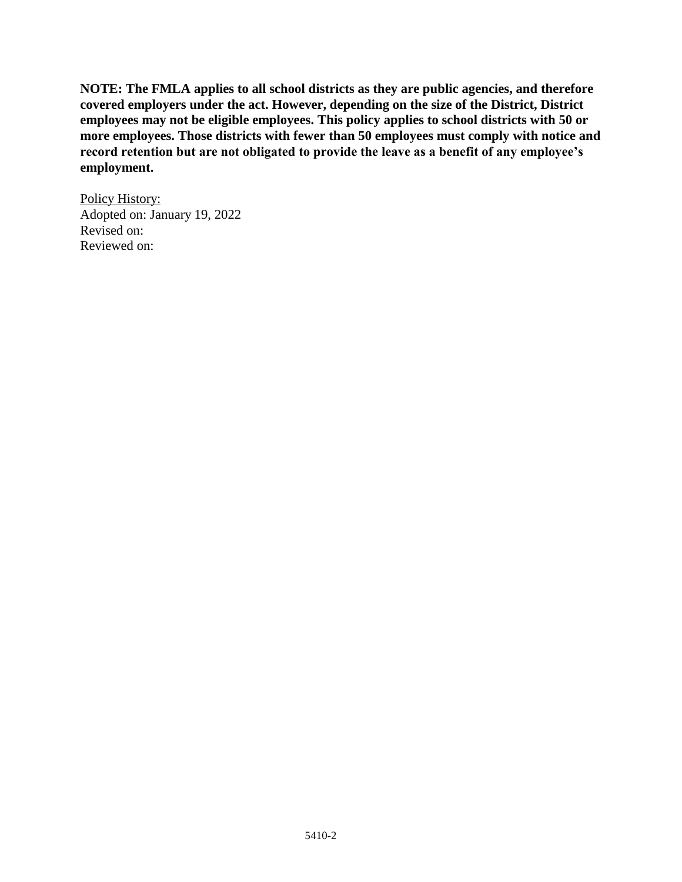**NOTE: The FMLA applies to all school districts as they are public agencies, and therefore covered employers under the act. However, depending on the size of the District, District employees may not be eligible employees. This policy applies to school districts with 50 or more employees. Those districts with fewer than 50 employees must comply with notice and record retention but are not obligated to provide the leave as a benefit of any employee's employment.**

<u>Policy History:</u>
Adopted on: January 19, 2022
Revised on:
Reviewed on: